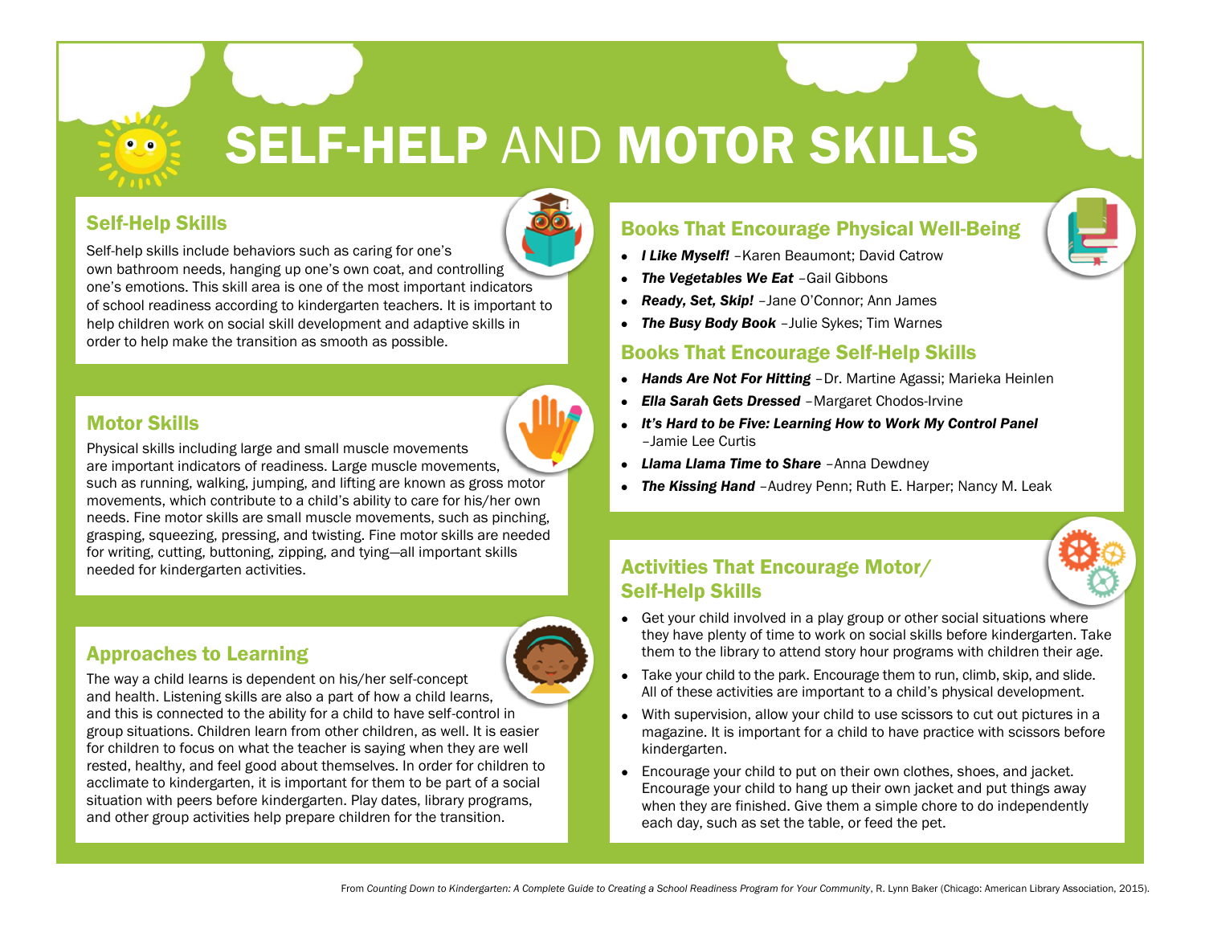# SELF-HELP AND MOTOR SKILLS

## Self-Help Skills

Self-help skills include behaviors such as caring for one's own bathroom needs, hanging up one's own coat, and controlling one's emotions. This skill area is one of the most important indicators of school readiness according to kindergarten teachers. It is important to help children work on social skill development and adaptive skills in order to help make the transition as smooth as possible.

## Motor Skills

Physical skills including large and small muscle movements are important indicators of readiness. Large muscle movements, such as running, walking, jumping, and lifting are known as gross motor movements, which contribute to a child's ability to care for his/her own needs. Fine motor skills are small muscle movements, such as pinching, grasping, squeezing, pressing, and twisting. Fine motor skills are needed for writing, cutting, buttoning, zipping, and tying—all important skills needed for kindergarten activities.

## Approaches to Learning

The way a child learns is dependent on his/her self-concept and health. Listening skills are also a part of how a child learns, and this is connected to the ability for a child to have self-control in group situations. Children learn from other children, as well. It is easier for children to focus on what the teacher is saying when they are well rested, healthy, and feel good about themselves. In order for children to acclimate to kindergarten, it is important for them to be part of a social situation with peers before kindergarten. Play dates, library programs, and other group activities help prepare children for the transition.

## Books That Encourage Physical Well-Being

- ***I Like Myself!*** –Karen Beaumont; David Catrow
- ***The Vegetables We Eat*** –Gail Gibbons
- ***Ready, Set, Skip!*** –Jane O'Connor; Ann James
- ***The Busy Body Book*** –Julie Sykes; Tim Warnes

## Books That Encourage Self-Help Skills

- ***Hands Are Not For Hitting*** –Dr. Martine Agassi; Marieka Heinlen
- ***Ella Sarah Gets Dressed*** –Margaret Chodos-Irvine
- ***It's Hard to be Five: Learning How to Work My Control Panel*** –Jamie Lee Curtis
- ***Llama Llama Time to Share*** –Anna Dewdney
- ***The Kissing Hand*** –Audrey Penn; Ruth E. Harper; Nancy M. Leak

## Activities That Encourage Motor/Self-Help Skills

- Get your child involved in a play group or other social situations where they have plenty of time to work on social skills before kindergarten. Take them to the library to attend story hour programs with children their age.
- Take your child to the park. Encourage them to run, climb, skip, and slide. All of these activities are important to a child's physical development.
- With supervision, allow your child to use scissors to cut out pictures in a magazine. It is important for a child to have practice with scissors before kindergarten.
- Encourage your child to put on their own clothes, shoes, and jacket. Encourage your child to hang up their own jacket and put things away when they are finished. Give them a simple chore to do independently each day, such as set the table, or feed the pet.

From *Counting Down to Kindergarten: A Complete Guide to Creating a School Readiness Program for Your Community*, R. Lynn Baker (Chicago: American Library Association, 2015).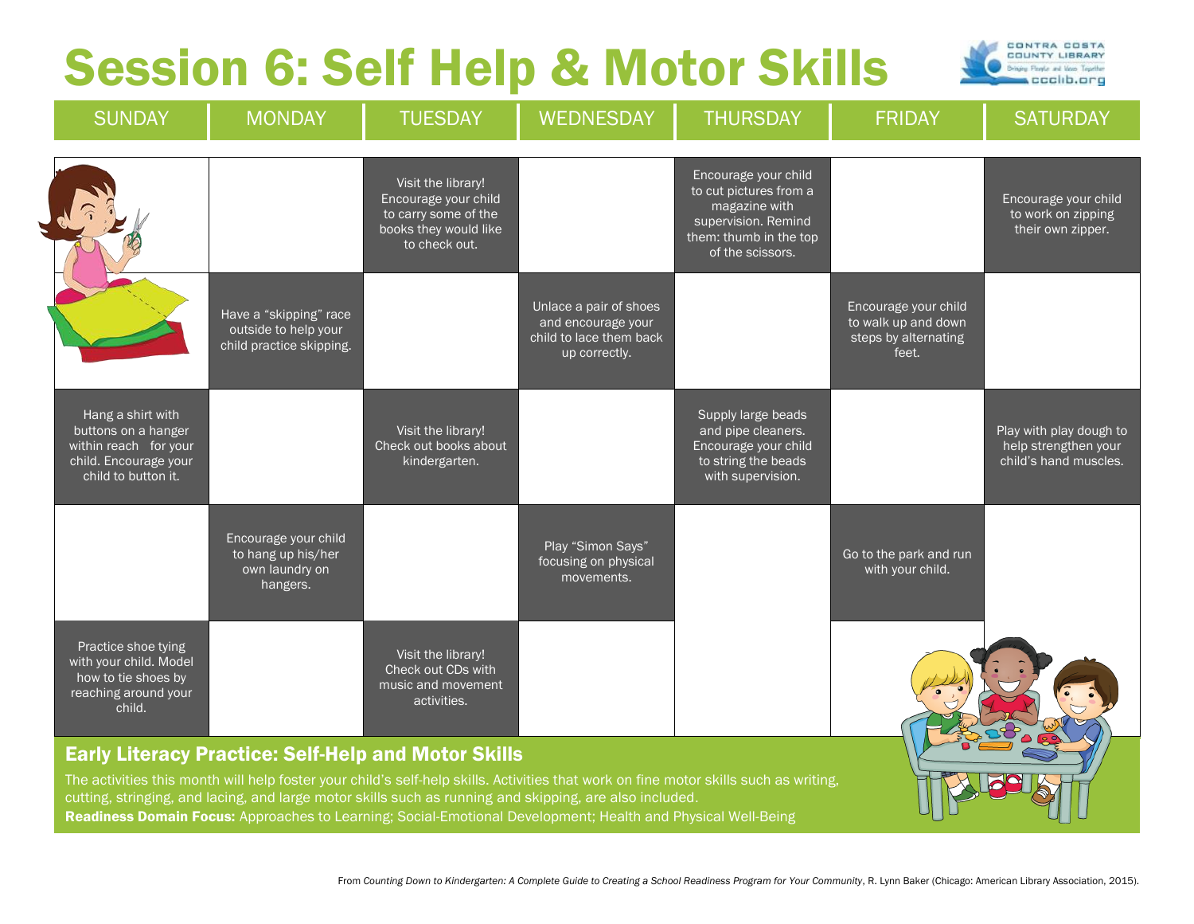# Session 6: Self Help & Motor Skills

| SUNDAY | MONDAY | TUESDAY | WEDNESDAY | THURSDAY | FRIDAY | SATURDAY |
|---|---|---|---|---|---|---|
| | | Visit the library! Encourage your child to carry some of the books they would like to check out. | | Encourage your child to cut pictures from a magazine with supervision. Remind them: thumb in the top of the scissors. | | Encourage your child to work on zipping their own zipper. |
| | Have a "skipping" race outside to help your child practice skipping. | | Unlace a pair of shoes and encourage your child to lace them back up correctly. | | Encourage your child to walk up and down steps by alternating feet. | |
| Hang a shirt with buttons on a hanger within reach for your child. Encourage your child to button it. | | Visit the library! Check out books about kindergarten. | | Supply large beads and pipe cleaners. Encourage your child to string the beads with supervision. | | Play with play dough to help strengthen your child's hand muscles. |
| | Encourage your child to hang up his/her own laundry on hangers. | | Play "Simon Says" focusing on physical movements. | | Go to the park and run with your child. | |
| Practice shoe tying with your child. Model how to tie shoes by reaching around your child. | | Visit the library! Check out CDs with music and movement activities. | | | | |

## Early Literacy Practice: Self-Help and Motor Skills

The activities this month will help foster your child's self-help skills. Activities that work on fine motor skills such as writing, cutting, stringing, and lacing, and large motor skills such as running and skipping, are also included.

**Readiness Domain Focus:** Approaches to Learning; Social-Emotional Development; Health and Physical Well-Being

From *Counting Down to Kindergarten: A Complete Guide to Creating a School Readiness Program for Your Community*, R. Lynn Baker (Chicago: American Library Association, 2015).